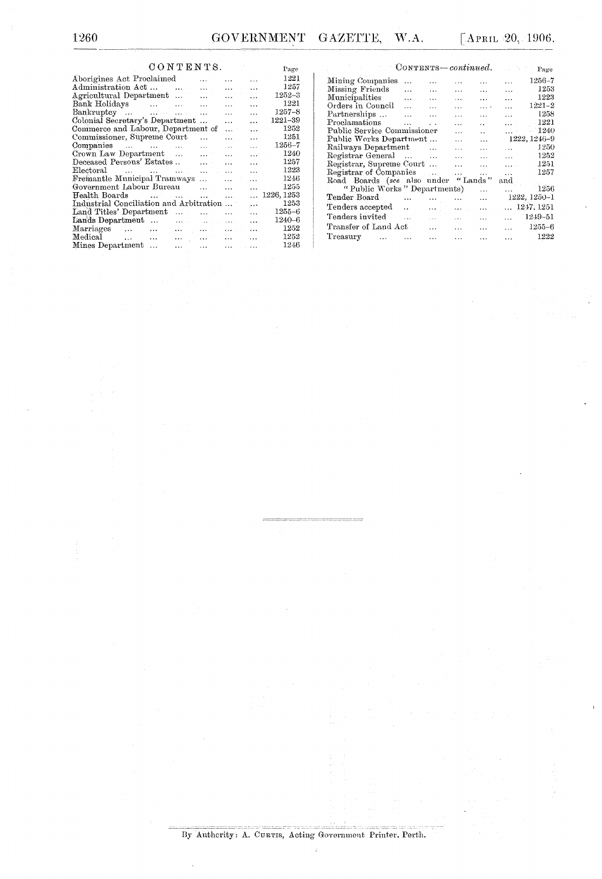# CONTENTS.

| | Page |
|---|---|
| Aborigines Act Proclaimed | 1221 |
| Administration Act ... | 1257 |
| Agricultural Department ... | 1252-3 |
| Bank Holidays | 1221 |
| Bankruptcy ... | 1257-8 |
| Colonial Secretary's Department ... | 1221-39 |
| Commerce and Labour, Department of | 1252 |
| Commissioner, Supreme Court | 1251 |
| Companies | 1256-7 |
| Crown Law Department | 1240 |
| Deceased Persons' Estates .. | 1257 |
| Electoral | 1223 |
| Fremantle Municipal Tramways ... | 1246 |
| Government Labour Bureau | 1255 |
| Health Boards | 1226, 1253 |
| Industrial Conciliation and Arbitration ... | 1253 |
| Land Titles' Department | 1255-6 |
| Lands Department ... | 1240-6 |
| Marriages | 1252 |
| Medical | 1252 |
| Mines Department ... | 1246 |

## CONTENTS—*continued*.

| | Page |
|---|---|
| Mining Companies ... | 1256-7 |
| Missing Friends | 1253 |
| Municipalities | 1223 |
| Orders in Council | 1221-2 |
| Partnerships ... | 1258 |
| Proclamations | 1221 |
| Public Service Commissioner | 1240 |
| Public Works Department ... | 1222, 1246-9 |
| Railways Department | 1250 |
| Registrar General | 1252 |
| Registrar, Supreme Court ... | 1251 |
| Registrar of Companies | 1257 |
| Road Boards (*see* also under "Lands" and "Public Works" Departments) | 1256 |
| Tender Board | 1222, 1250-1 |
| Tenders accepted | 1247, 1251 |
| Tenders invited | 1249-51 |
| Transfer of Land Act | 1255-6 |
| Treasury | 1222 |

By Authority: A. Curtis, Acting Government Printer, Perth.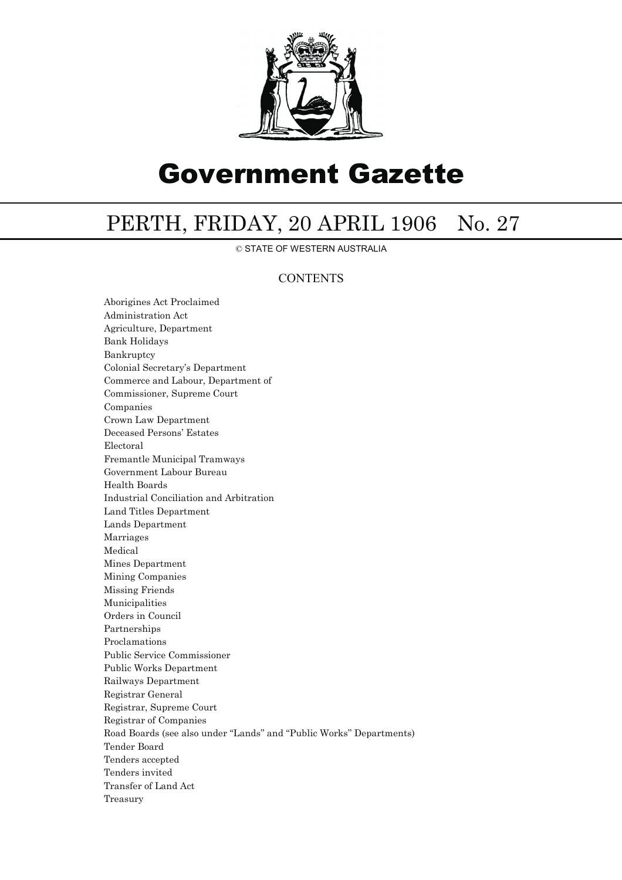# Government Gazette

## PERTH, FRIDAY, 20 APRIL 1906 No. 27

© STATE OF WESTERN AUSTRALIA

### CONTENTS

Aborigines Act Proclaimed
Administration Act
Agriculture, Department
Bank Holidays
Bankruptcy
Colonial Secretary's Department
Commerce and Labour, Department of
Commissioner, Supreme Court
Companies
Crown Law Department
Deceased Persons' Estates
Electoral
Fremantle Municipal Tramways
Government Labour Bureau
Health Boards
Industrial Conciliation and Arbitration
Land Titles Department
Lands Department
Marriages
Medical
Mines Department
Mining Companies
Missing Friends
Municipalities
Orders in Council
Partnerships
Proclamations
Public Service Commissioner
Public Works Department
Railways Department
Registrar General
Registrar, Supreme Court
Registrar of Companies
Road Boards (see also under "Lands" and "Public Works" Departments)
Tender Board
Tenders accepted
Tenders invited
Transfer of Land Act
Treasury